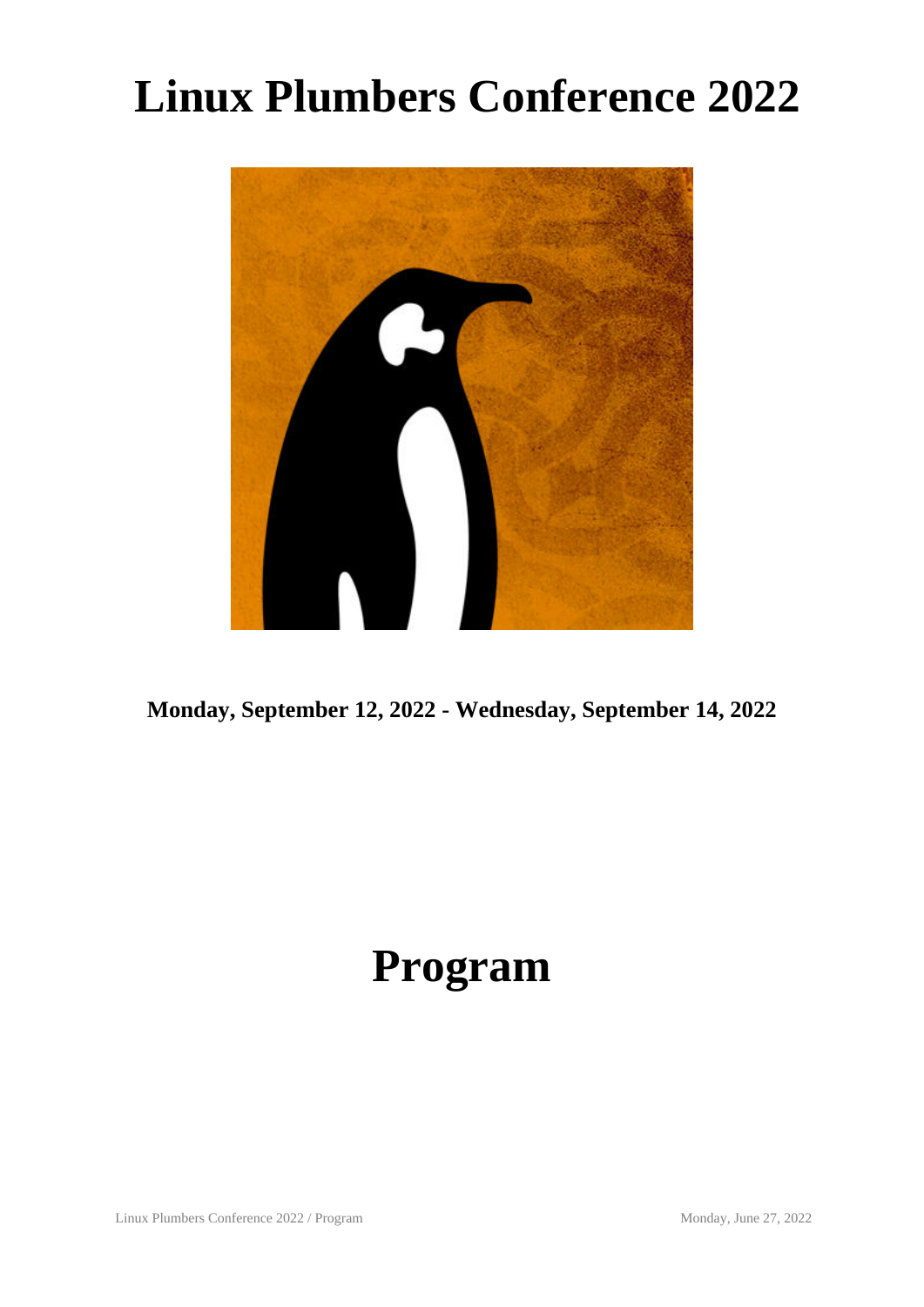# Linux Plumbers Conference 2022

**Monday, September 12, 2022 - Wednesday, September 14, 2022**

# Program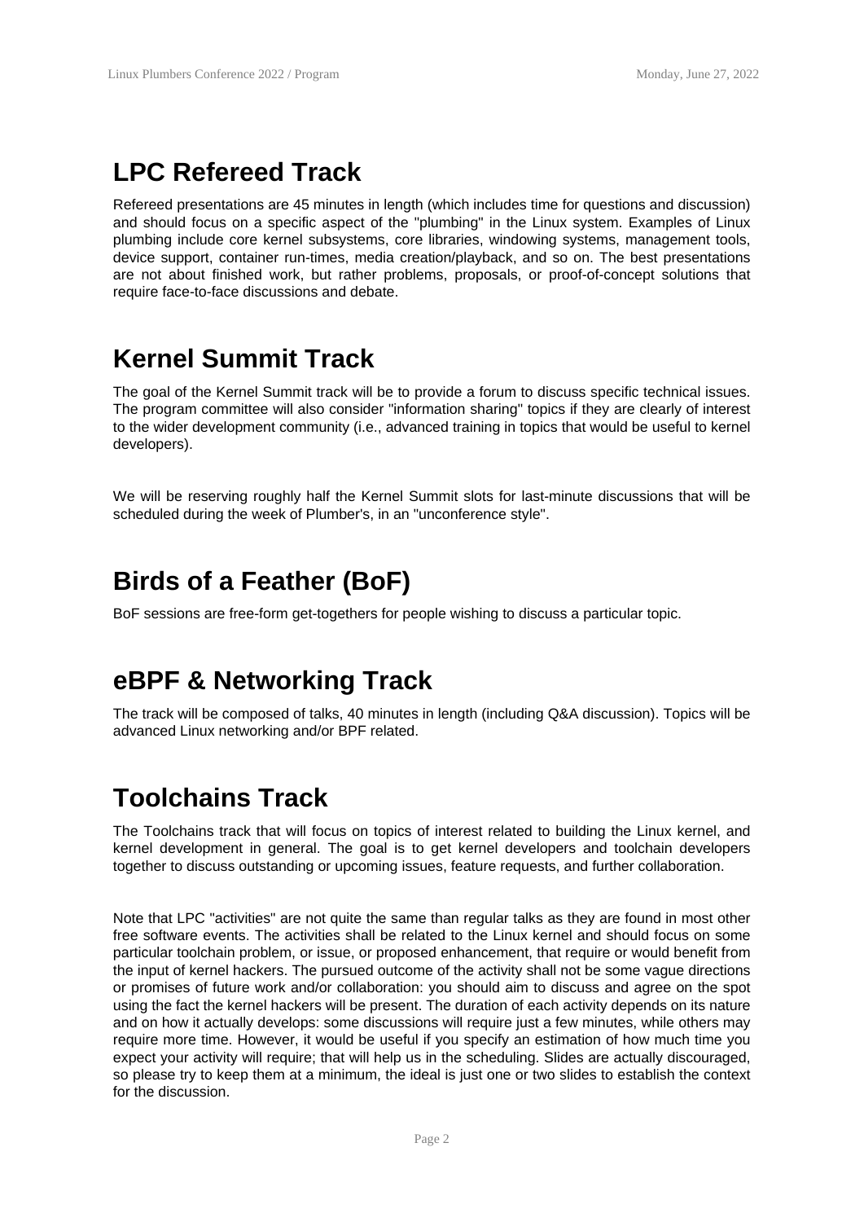## LPC Refereed Track

Refereed presentations are 45 minutes in length (which includes time for questions and discussion) and should focus on a specific aspect of the "plumbing" in the Linux system. Examples of Linux plumbing include core kernel subsystems, core libraries, windowing systems, management tools, device support, container run-times, media creation/playback, and so on. The best presentations are not about finished work, but rather problems, proposals, or proof-of-concept solutions that require face-to-face discussions and debate.

## Kernel Summit Track

The goal of the Kernel Summit track will be to provide a forum to discuss specific technical issues. The program committee will also consider "information sharing" topics if they are clearly of interest to the wider development community (i.e., advanced training in topics that would be useful to kernel developers).

We will be reserving roughly half the Kernel Summit slots for last-minute discussions that will be scheduled during the week of Plumber's, in an "unconference style".

## Birds of a Feather (BoF)

BoF sessions are free-form get-togethers for people wishing to discuss a particular topic.

## eBPF & Networking Track

The track will be composed of talks, 40 minutes in length (including Q&A discussion). Topics will be advanced Linux networking and/or BPF related.

## Toolchains Track

The Toolchains track that will focus on topics of interest related to building the Linux kernel, and kernel development in general. The goal is to get kernel developers and toolchain developers together to discuss outstanding or upcoming issues, feature requests, and further collaboration.

Note that LPC "activities" are not quite the same than regular talks as they are found in most other free software events. The activities shall be related to the Linux kernel and should focus on some particular toolchain problem, or issue, or proposed enhancement, that require or would benefit from the input of kernel hackers. The pursued outcome of the activity shall not be some vague directions or promises of future work and/or collaboration: you should aim to discuss and agree on the spot using the fact the kernel hackers will be present. The duration of each activity depends on its nature and on how it actually develops: some discussions will require just a few minutes, while others may require more time. However, it would be useful if you specify an estimation of how much time you expect your activity will require; that will help us in the scheduling. Slides are actually discouraged, so please try to keep them at a minimum, the ideal is just one or two slides to establish the context for the discussion.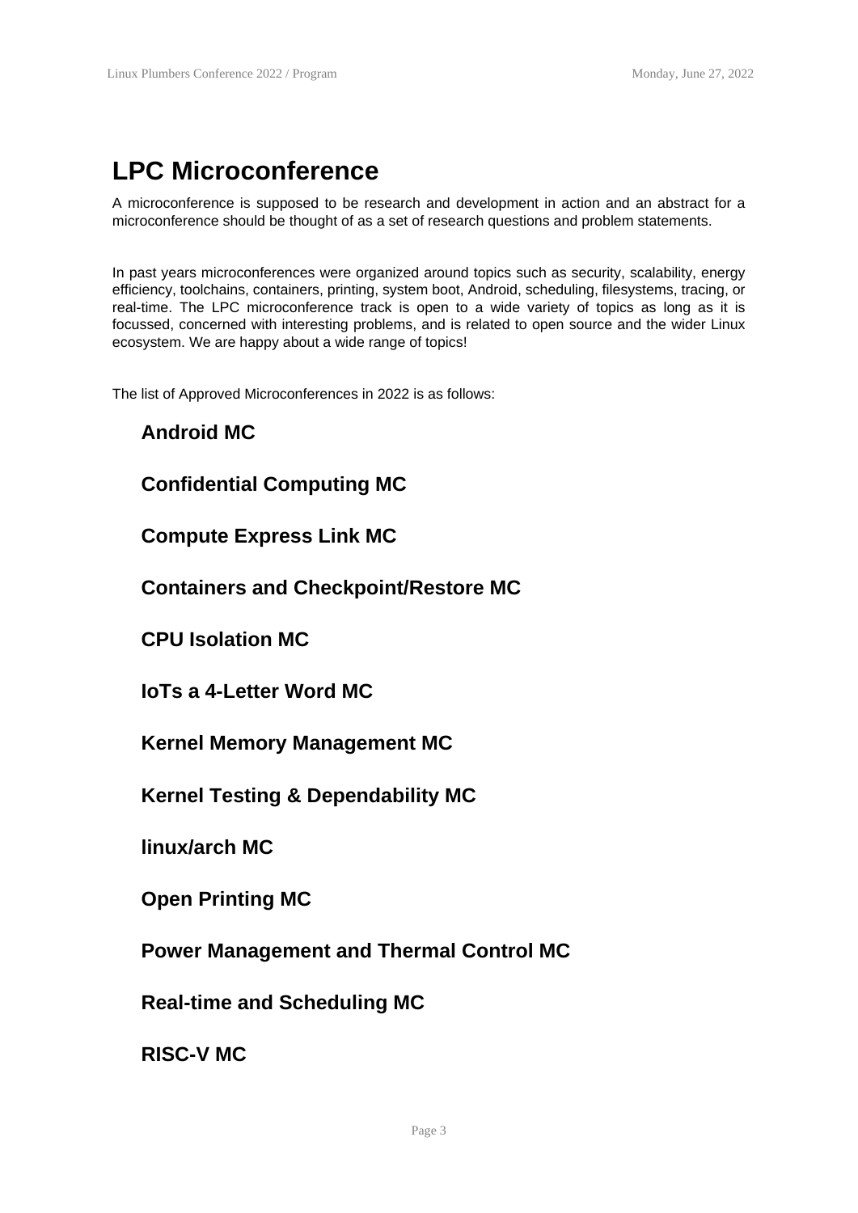# LPC Microconference

A microconference is supposed to be research and development in action and an abstract for a microconference should be thought of as a set of research questions and problem statements.

In past years microconferences were organized around topics such as security, scalability, energy efficiency, toolchains, containers, printing, system boot, Android, scheduling, filesystems, tracing, or real-time. The LPC microconference track is open to a wide variety of topics as long as it is focussed, concerned with interesting problems, and is related to open source and the wider Linux ecosystem. We are happy about a wide range of topics!

The list of Approved Microconferences in 2022 is as follows:

### Android MC

### Confidential Computing MC

### Compute Express Link MC

### Containers and Checkpoint/Restore MC

### CPU Isolation MC

### IoTs a 4-Letter Word MC

### Kernel Memory Management MC

### Kernel Testing & Dependability MC

### linux/arch MC

### Open Printing MC

### Power Management and Thermal Control MC

### Real-time and Scheduling MC

### RISC-V MC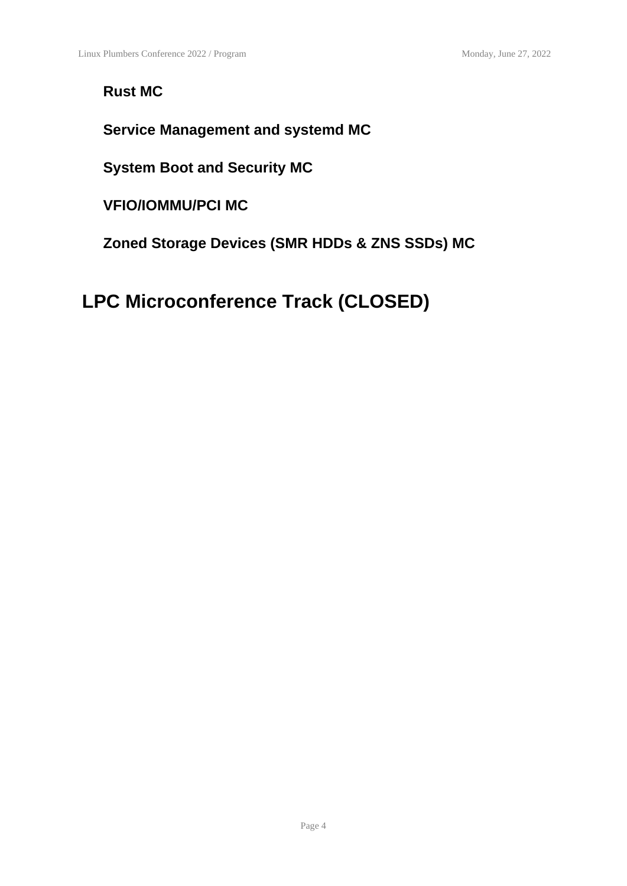### Rust MC

### Service Management and systemd MC

### System Boot and Security MC

### VFIO/IOMMU/PCI MC

### Zoned Storage Devices (SMR HDDs & ZNS SSDs) MC

## LPC Microconference Track (CLOSED)